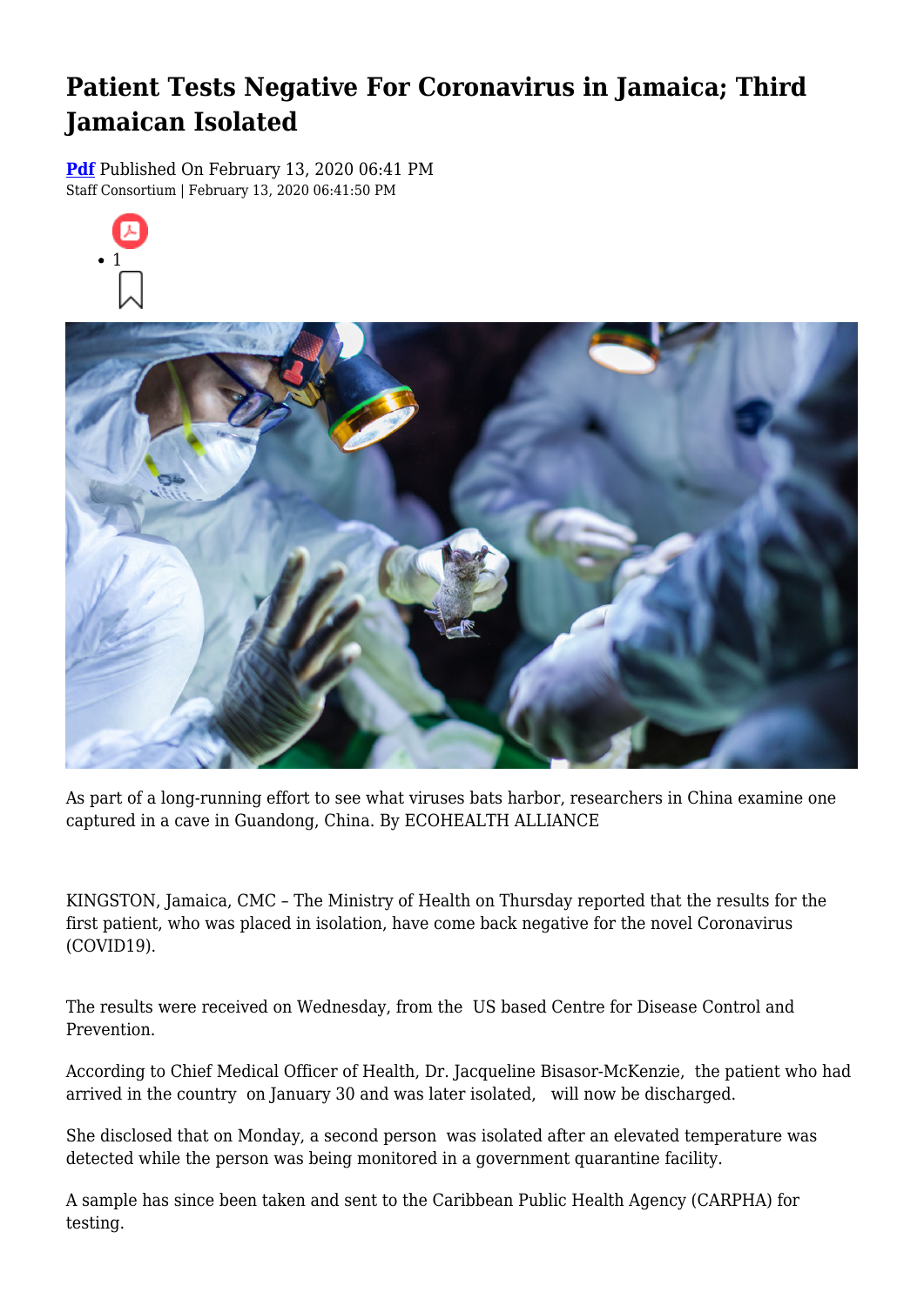# Patient Tests Negative For Coronavirus in Jamaica; Third Jamaican Isolated

**Pdf** Published On February 13, 2020 06:41 PM
Staff Consortium | February 13, 2020 06:41:50 PM

- 1

As part of a long-running effort to see what viruses bats harbor, researchers in China examine one captured in a cave in Guandong, China. By ECOHEALTH ALLIANCE

KINGSTON, Jamaica, CMC – The Ministry of Health on Thursday reported that the results for the first patient, who was placed in isolation, have come back negative for the novel Coronavirus (COVID19).

The results were received on Wednesday, from the US based Centre for Disease Control and Prevention.

According to Chief Medical Officer of Health, Dr. Jacqueline Bisasor-McKenzie, the patient who had arrived in the country on January 30 and was later isolated, will now be discharged.

She disclosed that on Monday, a second person was isolated after an elevated temperature was detected while the person was being monitored in a government quarantine facility.

A sample has since been taken and sent to the Caribbean Public Health Agency (CARPHA) for testing.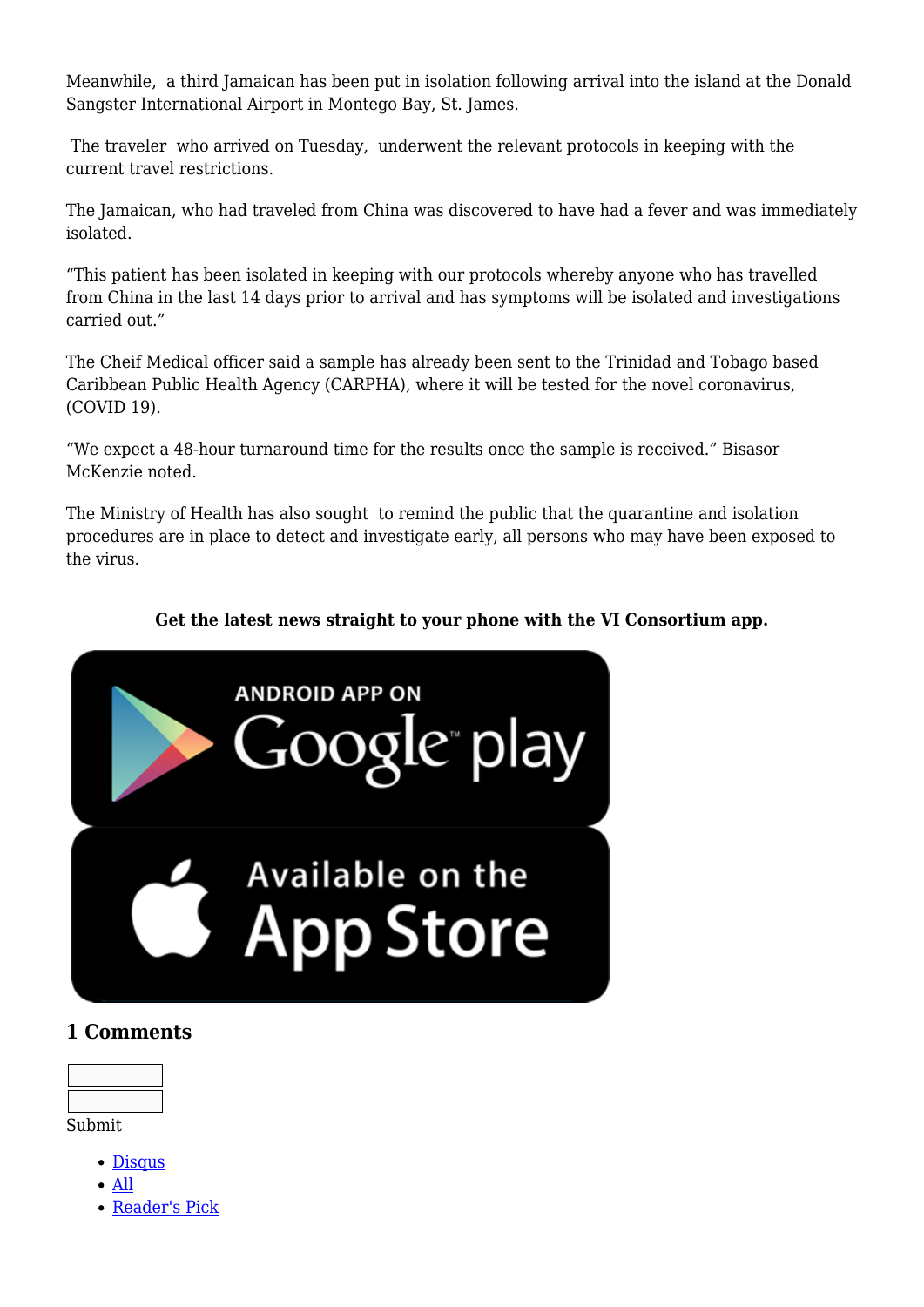Meanwhile,  a third Jamaican has been put in isolation following arrival into the island at the Donald Sangster International Airport in Montego Bay, St. James.

The traveler  who arrived on Tuesday,  underwent the relevant protocols in keeping with the current travel restrictions.

The Jamaican, who had traveled from China was discovered to have had a fever and was immediately isolated.

"This patient has been isolated in keeping with our protocols whereby anyone who has travelled from China in the last 14 days prior to arrival and has symptoms will be isolated and investigations carried out."

The Cheif Medical officer said a sample has already been sent to the Trinidad and Tobago based Caribbean Public Health Agency (CARPHA), where it will be tested for the novel coronavirus, (COVID 19).

"We expect a 48-hour turnaround time for the results once the sample is received." Bisasor McKenzie noted.

The Ministry of Health has also sought  to remind the public that the quarantine and isolation procedures are in place to detect and investigate early, all persons who may have been exposed to the virus.

**Get the latest news straight to your phone with the VI Consortium app.**

ANDROID APP ON Google play

Available on the App Store

## 1 Comments

Submit

- Disqus
- All
- Reader's Pick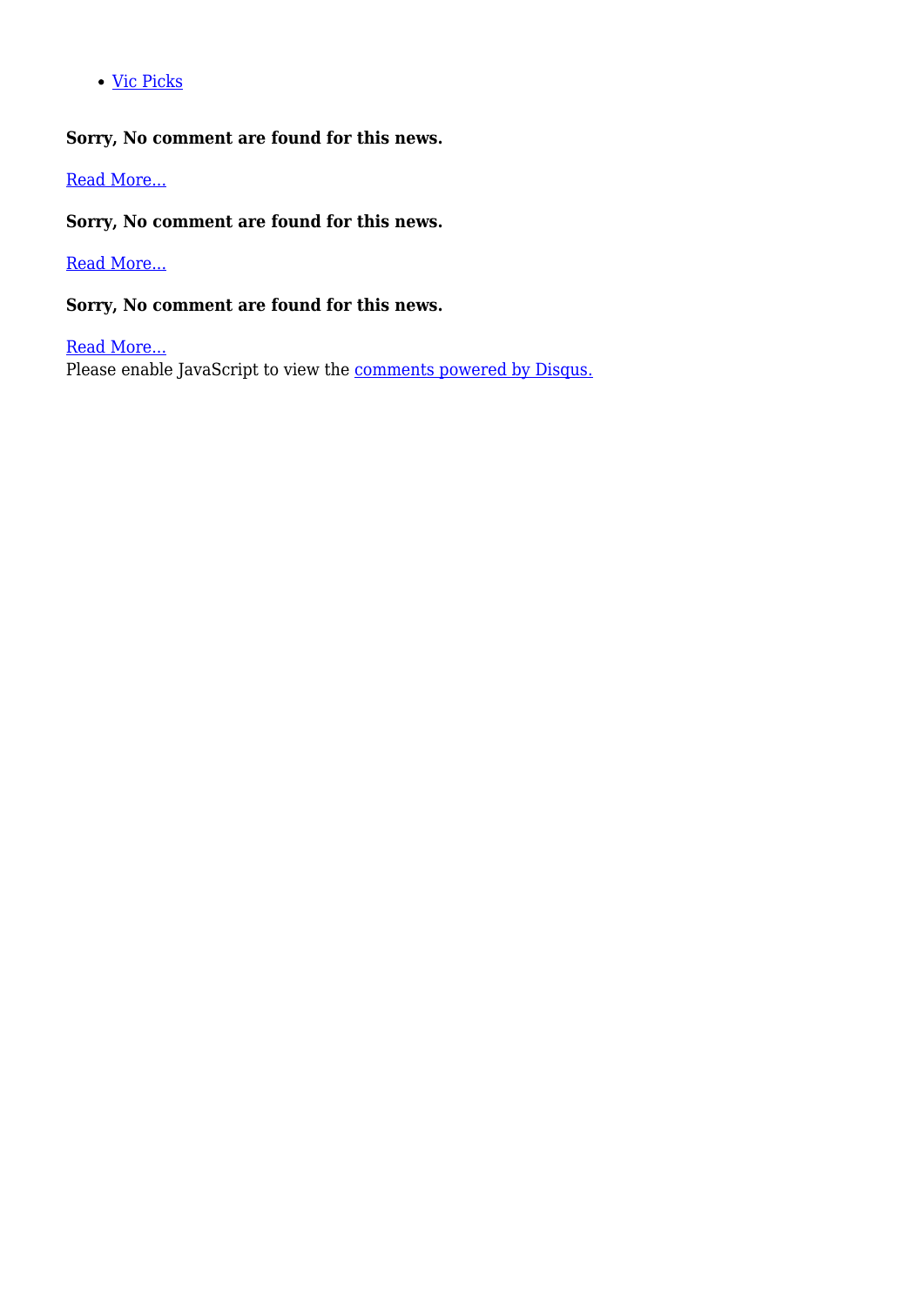- Vic Picks

**Sorry, No comment are found for this news.**

Read More...

**Sorry, No comment are found for this news.**

Read More...

**Sorry, No comment are found for this news.**

Read More...
Please enable JavaScript to view the comments powered by Disqus.